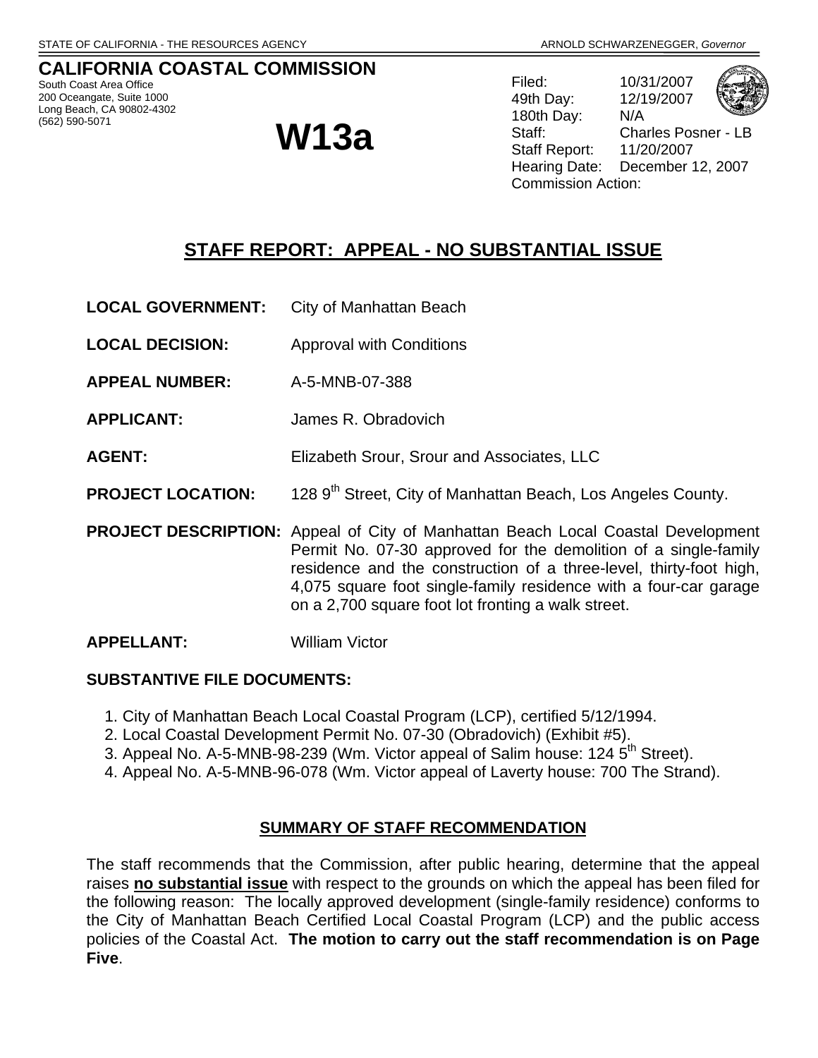STATE OF CALIFORNIA - THE RESOURCES AGENCY                                                                                     ARNOLD SCHWARZENEGGER, *Governor*

# CALIFORNIA COASTAL COMMISSION

South Coast Area Office
200 Oceangate, Suite 1000
Long Beach, CA 90802-4302
(562) 590-5071

# W13a

Filed: 10/31/2007
49th Day: 12/19/2007
180th Day: N/A
Staff: Charles Posner - LB
Staff Report: 11/20/2007
Hearing Date: December 12, 2007
Commission Action:

## STAFF REPORT: APPEAL - NO SUBSTANTIAL ISSUE

**LOCAL GOVERNMENT:** City of Manhattan Beach

**LOCAL DECISION:** Approval with Conditions

**APPEAL NUMBER:** A-5-MNB-07-388

**APPLICANT:** James R. Obradovich

**AGENT:** Elizabeth Srour, Srour and Associates, LLC

**PROJECT LOCATION:** 128 9th Street, City of Manhattan Beach, Los Angeles County.

**PROJECT DESCRIPTION:** Appeal of City of Manhattan Beach Local Coastal Development Permit No. 07-30 approved for the demolition of a single-family residence and the construction of a three-level, thirty-foot high, 4,075 square foot single-family residence with a four-car garage on a 2,700 square foot lot fronting a walk street.

**APPELLANT:** William Victor

**SUBSTANTIVE FILE DOCUMENTS:**

1. City of Manhattan Beach Local Coastal Program (LCP), certified 5/12/1994.
2. Local Coastal Development Permit No. 07-30 (Obradovich) (Exhibit #5).
3. Appeal No. A-5-MNB-98-239 (Wm. Victor appeal of Salim house: 124 5th Street).
4. Appeal No. A-5-MNB-96-078 (Wm. Victor appeal of Laverty house: 700 The Strand).

### SUMMARY OF STAFF RECOMMENDATION

The staff recommends that the Commission, after public hearing, determine that the appeal raises **no substantial issue** with respect to the grounds on which the appeal has been filed for the following reason: The locally approved development (single-family residence) conforms to the City of Manhattan Beach Certified Local Coastal Program (LCP) and the public access policies of the Coastal Act. **The motion to carry out the staff recommendation is on Page Five**.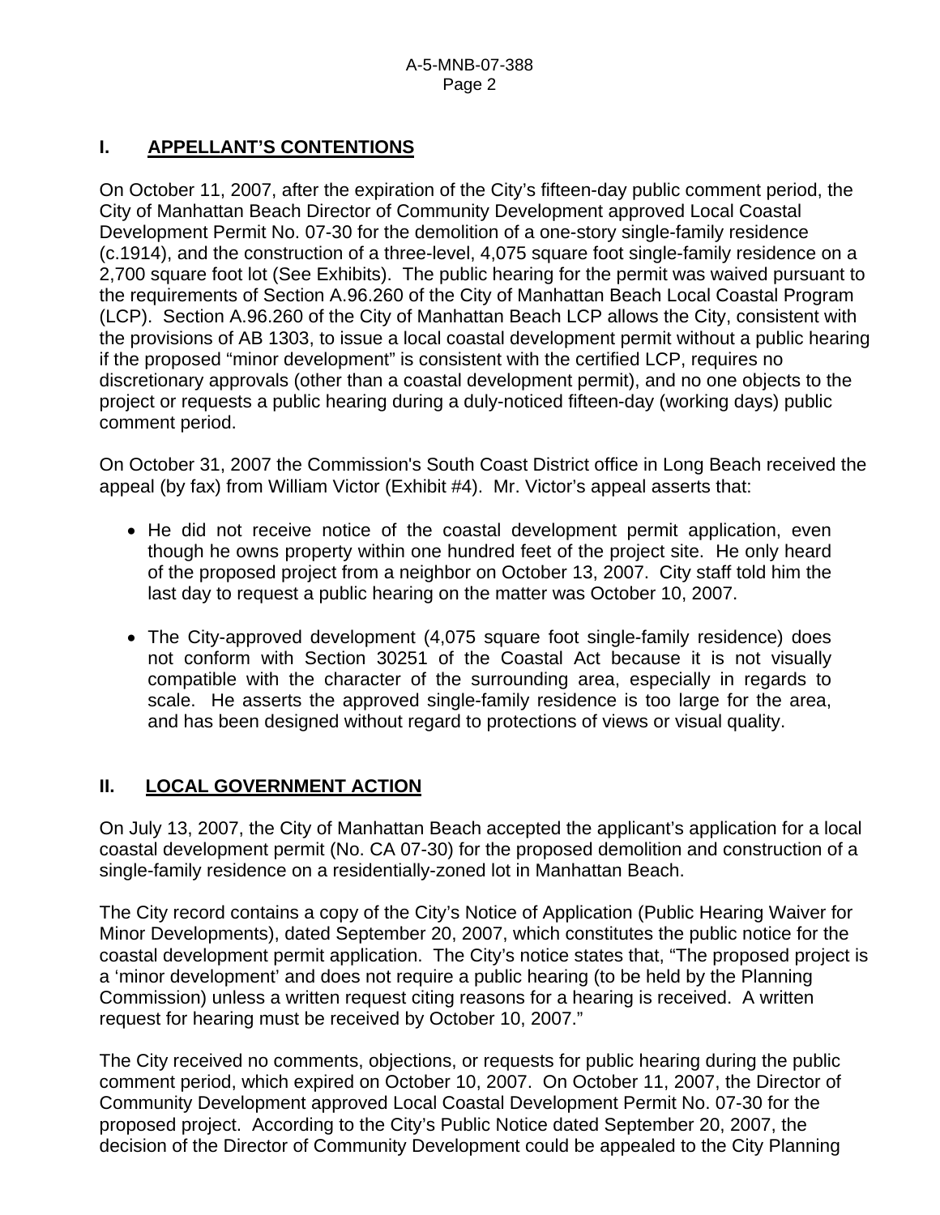## I. APPELLANT'S CONTENTIONS

On October 11, 2007, after the expiration of the City's fifteen-day public comment period, the City of Manhattan Beach Director of Community Development approved Local Coastal Development Permit No. 07-30 for the demolition of a one-story single-family residence (c.1914), and the construction of a three-level, 4,075 square foot single-family residence on a 2,700 square foot lot (See Exhibits). The public hearing for the permit was waived pursuant to the requirements of Section A.96.260 of the City of Manhattan Beach Local Coastal Program (LCP). Section A.96.260 of the City of Manhattan Beach LCP allows the City, consistent with the provisions of AB 1303, to issue a local coastal development permit without a public hearing if the proposed "minor development" is consistent with the certified LCP, requires no discretionary approvals (other than a coastal development permit), and no one objects to the project or requests a public hearing during a duly-noticed fifteen-day (working days) public comment period.

On October 31, 2007 the Commission's South Coast District office in Long Beach received the appeal (by fax) from William Victor (Exhibit #4). Mr. Victor's appeal asserts that:

- He did not receive notice of the coastal development permit application, even though he owns property within one hundred feet of the project site. He only heard of the proposed project from a neighbor on October 13, 2007. City staff told him the last day to request a public hearing on the matter was October 10, 2007.
- The City-approved development (4,075 square foot single-family residence) does not conform with Section 30251 of the Coastal Act because it is not visually compatible with the character of the surrounding area, especially in regards to scale. He asserts the approved single-family residence is too large for the area, and has been designed without regard to protections of views or visual quality.

## II. LOCAL GOVERNMENT ACTION

On July 13, 2007, the City of Manhattan Beach accepted the applicant's application for a local coastal development permit (No. CA 07-30) for the proposed demolition and construction of a single-family residence on a residentially-zoned lot in Manhattan Beach.

The City record contains a copy of the City's Notice of Application (Public Hearing Waiver for Minor Developments), dated September 20, 2007, which constitutes the public notice for the coastal development permit application. The City's notice states that, "The proposed project is a 'minor development' and does not require a public hearing (to be held by the Planning Commission) unless a written request citing reasons for a hearing is received. A written request for hearing must be received by October 10, 2007."

The City received no comments, objections, or requests for public hearing during the public comment period, which expired on October 10, 2007. On October 11, 2007, the Director of Community Development approved Local Coastal Development Permit No. 07-30 for the proposed project. According to the City's Public Notice dated September 20, 2007, the decision of the Director of Community Development could be appealed to the City Planning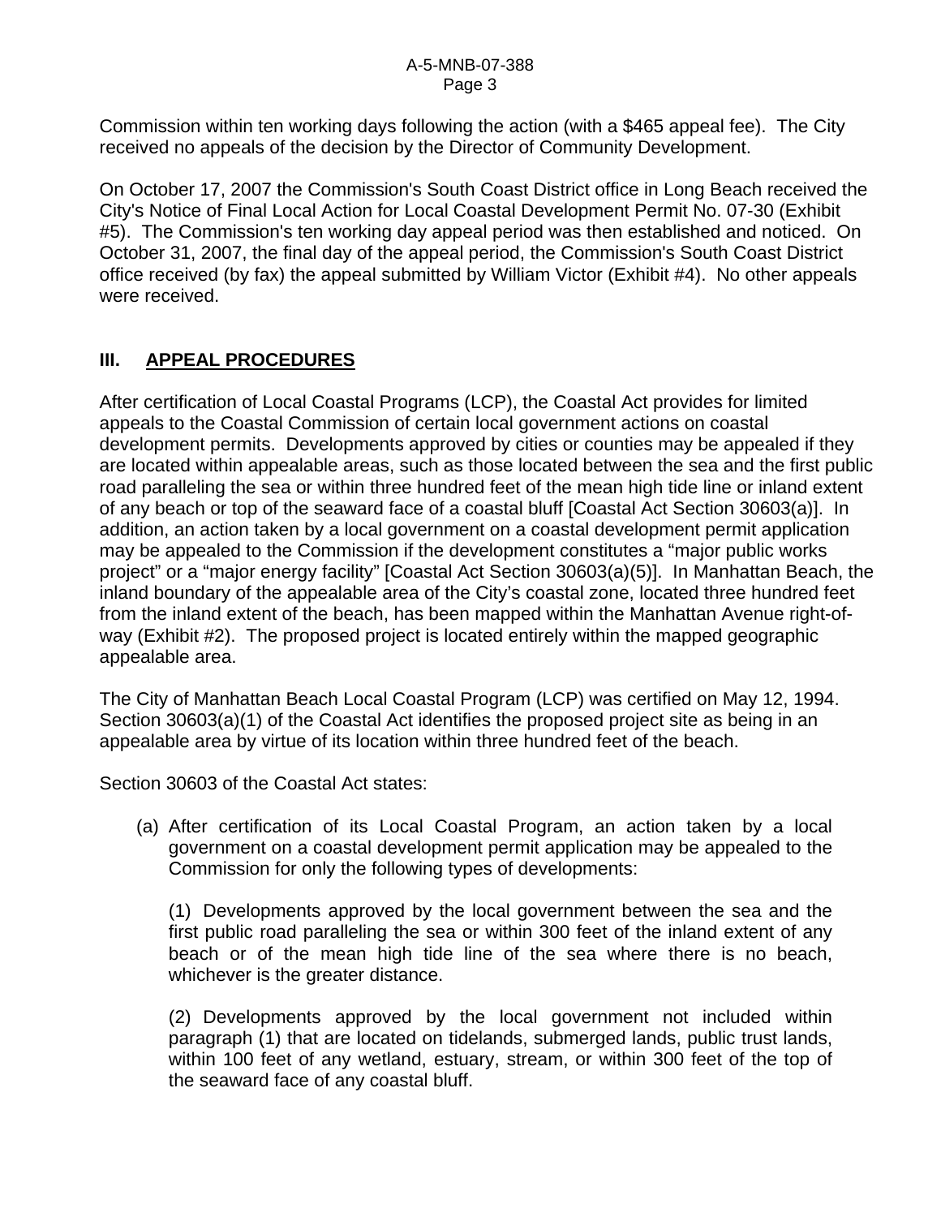Commission within ten working days following the action (with a $465 appeal fee). The City received no appeals of the decision by the Director of Community Development.

On October 17, 2007 the Commission's South Coast District office in Long Beach received the City's Notice of Final Local Action for Local Coastal Development Permit No. 07-30 (Exhibit #5). The Commission's ten working day appeal period was then established and noticed. On October 31, 2007, the final day of the appeal period, the Commission's South Coast District office received (by fax) the appeal submitted by William Victor (Exhibit #4). No other appeals were received.

## III. APPEAL PROCEDURES

After certification of Local Coastal Programs (LCP), the Coastal Act provides for limited appeals to the Coastal Commission of certain local government actions on coastal development permits. Developments approved by cities or counties may be appealed if they are located within appealable areas, such as those located between the sea and the first public road paralleling the sea or within three hundred feet of the mean high tide line or inland extent of any beach or top of the seaward face of a coastal bluff [Coastal Act Section 30603(a)]. In addition, an action taken by a local government on a coastal development permit application may be appealed to the Commission if the development constitutes a "major public works project" or a "major energy facility" [Coastal Act Section 30603(a)(5)]. In Manhattan Beach, the inland boundary of the appealable area of the City's coastal zone, located three hundred feet from the inland extent of the beach, has been mapped within the Manhattan Avenue right-of-way (Exhibit #2). The proposed project is located entirely within the mapped geographic appealable area.

The City of Manhattan Beach Local Coastal Program (LCP) was certified on May 12, 1994. Section 30603(a)(1) of the Coastal Act identifies the proposed project site as being in an appealable area by virtue of its location within three hundred feet of the beach.

Section 30603 of the Coastal Act states:

> (a) After certification of its Local Coastal Program, an action taken by a local government on a coastal development permit application may be appealed to the Commission for only the following types of developments:
>
> (1) Developments approved by the local government between the sea and the first public road paralleling the sea or within 300 feet of the inland extent of any beach or of the mean high tide line of the sea where there is no beach, whichever is the greater distance.
>
> (2) Developments approved by the local government not included within paragraph (1) that are located on tidelands, submerged lands, public trust lands, within 100 feet of any wetland, estuary, stream, or within 300 feet of the top of the seaward face of any coastal bluff.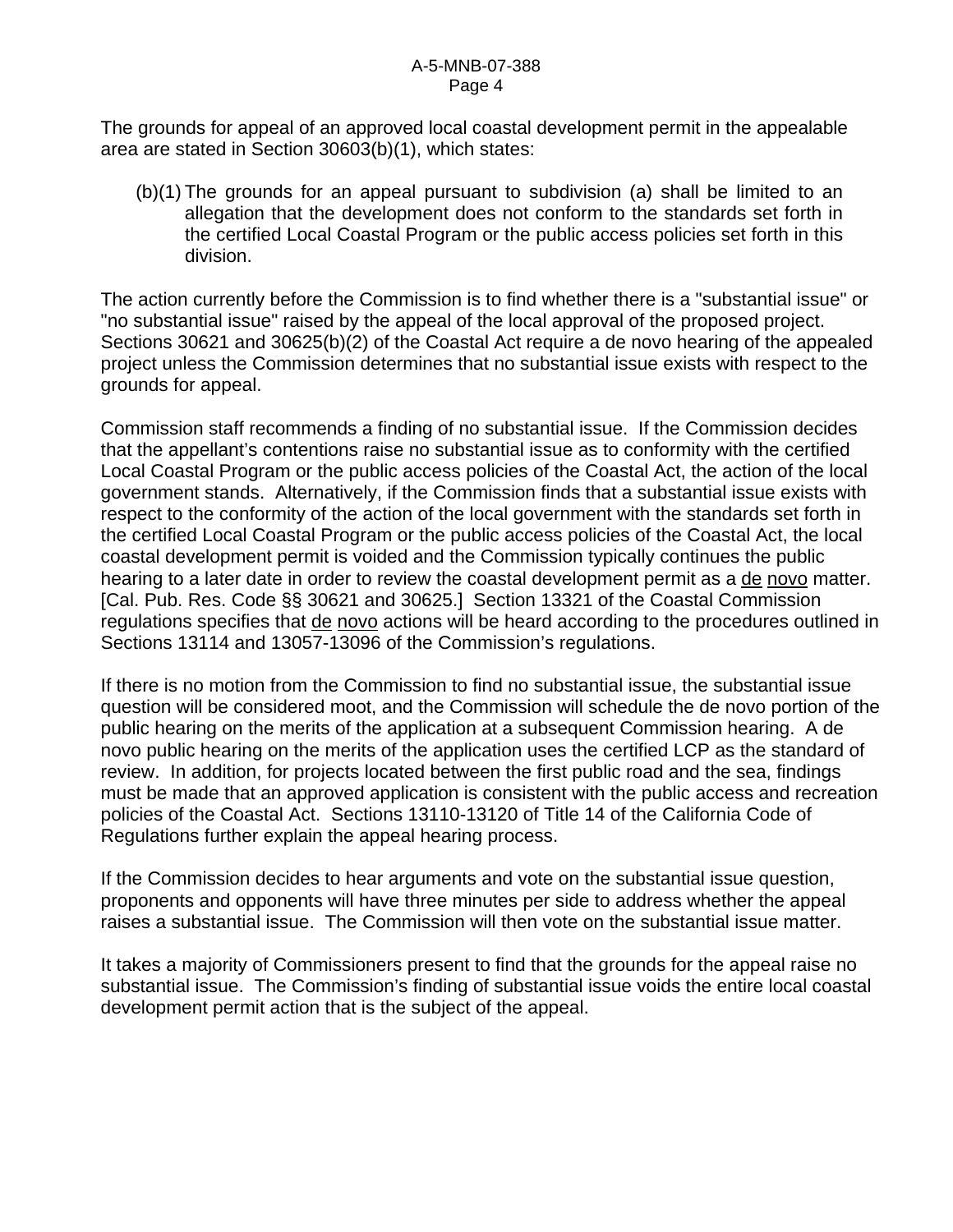The grounds for appeal of an approved local coastal development permit in the appealable area are stated in Section 30603(b)(1), which states:

> (b)(1) The grounds for an appeal pursuant to subdivision (a) shall be limited to an allegation that the development does not conform to the standards set forth in the certified Local Coastal Program or the public access policies set forth in this division.

The action currently before the Commission is to find whether there is a "substantial issue" or "no substantial issue" raised by the appeal of the local approval of the proposed project. Sections 30621 and 30625(b)(2) of the Coastal Act require a de novo hearing of the appealed project unless the Commission determines that no substantial issue exists with respect to the grounds for appeal.

Commission staff recommends a finding of no substantial issue. If the Commission decides that the appellant's contentions raise no substantial issue as to conformity with the certified Local Coastal Program or the public access policies of the Coastal Act, the action of the local government stands. Alternatively, if the Commission finds that a substantial issue exists with respect to the conformity of the action of the local government with the standards set forth in the certified Local Coastal Program or the public access policies of the Coastal Act, the local coastal development permit is voided and the Commission typically continues the public hearing to a later date in order to review the coastal development permit as a de novo matter. [Cal. Pub. Res. Code §§ 30621 and 30625.] Section 13321 of the Coastal Commission regulations specifies that de novo actions will be heard according to the procedures outlined in Sections 13114 and 13057-13096 of the Commission's regulations.

If there is no motion from the Commission to find no substantial issue, the substantial issue question will be considered moot, and the Commission will schedule the de novo portion of the public hearing on the merits of the application at a subsequent Commission hearing. A de novo public hearing on the merits of the application uses the certified LCP as the standard of review. In addition, for projects located between the first public road and the sea, findings must be made that an approved application is consistent with the public access and recreation policies of the Coastal Act. Sections 13110-13120 of Title 14 of the California Code of Regulations further explain the appeal hearing process.

If the Commission decides to hear arguments and vote on the substantial issue question, proponents and opponents will have three minutes per side to address whether the appeal raises a substantial issue. The Commission will then vote on the substantial issue matter.

It takes a majority of Commissioners present to find that the grounds for the appeal raise no substantial issue. The Commission's finding of substantial issue voids the entire local coastal development permit action that is the subject of the appeal.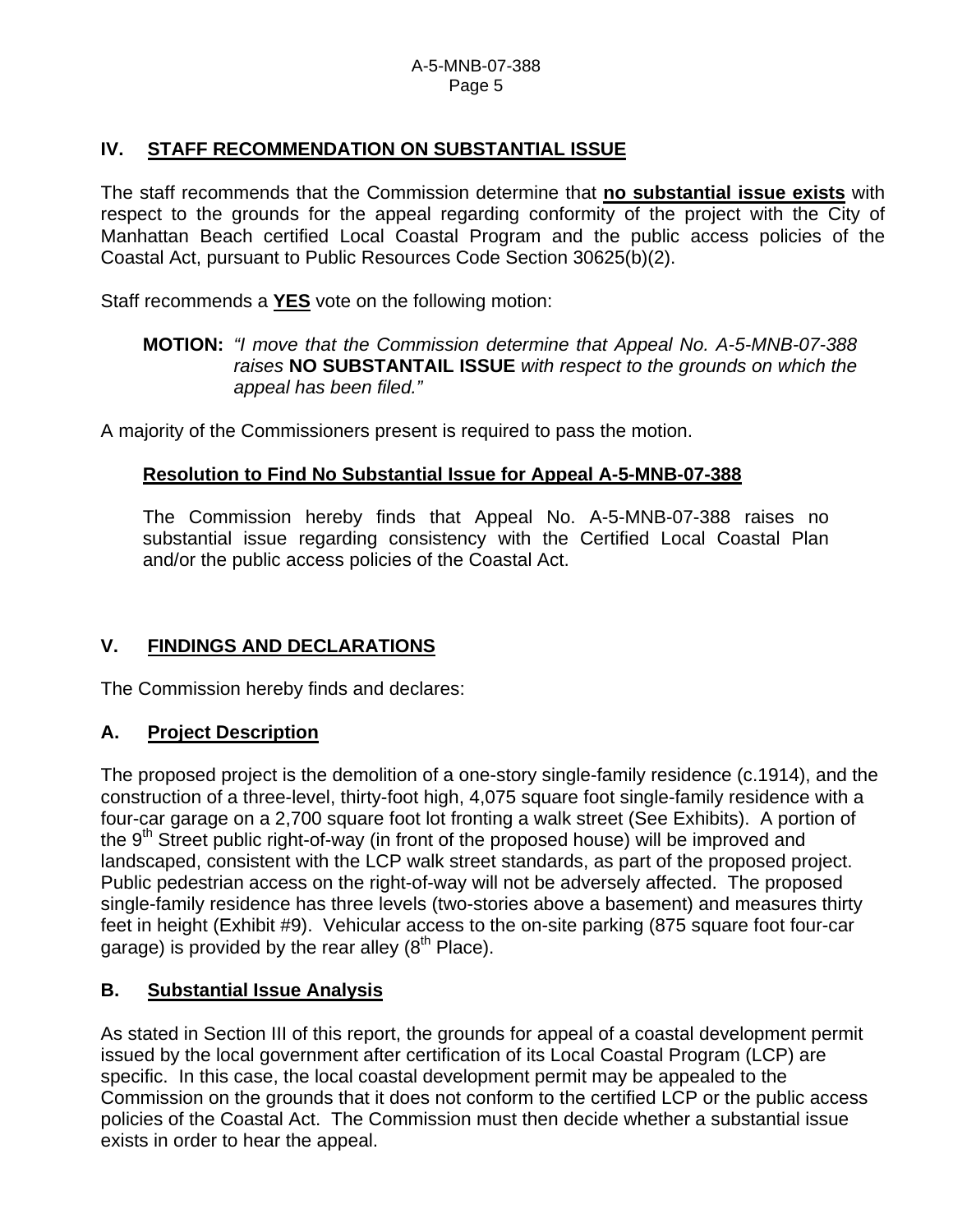## IV. STAFF RECOMMENDATION ON SUBSTANTIAL ISSUE

The staff recommends that the Commission determine that **no substantial issue exists** with respect to the grounds for the appeal regarding conformity of the project with the City of Manhattan Beach certified Local Coastal Program and the public access policies of the Coastal Act, pursuant to Public Resources Code Section 30625(b)(2).

Staff recommends a **YES** vote on the following motion:

> **MOTION:** *"I move that the Commission determine that Appeal No. A-5-MNB-07-388 raises* **NO SUBSTANTAIL ISSUE** *with respect to the grounds on which the appeal has been filed."*

A majority of the Commissioners present is required to pass the motion.

### Resolution to Find No Substantial Issue for Appeal A-5-MNB-07-388

The Commission hereby finds that Appeal No. A-5-MNB-07-388 raises no substantial issue regarding consistency with the Certified Local Coastal Plan and/or the public access policies of the Coastal Act.

## V. FINDINGS AND DECLARATIONS

The Commission hereby finds and declares:

### A. Project Description

The proposed project is the demolition of a one-story single-family residence (c.1914), and the construction of a three-level, thirty-foot high, 4,075 square foot single-family residence with a four-car garage on a 2,700 square foot lot fronting a walk street (See Exhibits). A portion of the 9th Street public right-of-way (in front of the proposed house) will be improved and landscaped, consistent with the LCP walk street standards, as part of the proposed project. Public pedestrian access on the right-of-way will not be adversely affected. The proposed single-family residence has three levels (two-stories above a basement) and measures thirty feet in height (Exhibit #9). Vehicular access to the on-site parking (875 square foot four-car garage) is provided by the rear alley (8th Place).

### B. Substantial Issue Analysis

As stated in Section III of this report, the grounds for appeal of a coastal development permit issued by the local government after certification of its Local Coastal Program (LCP) are specific. In this case, the local coastal development permit may be appealed to the Commission on the grounds that it does not conform to the certified LCP or the public access policies of the Coastal Act. The Commission must then decide whether a substantial issue exists in order to hear the appeal.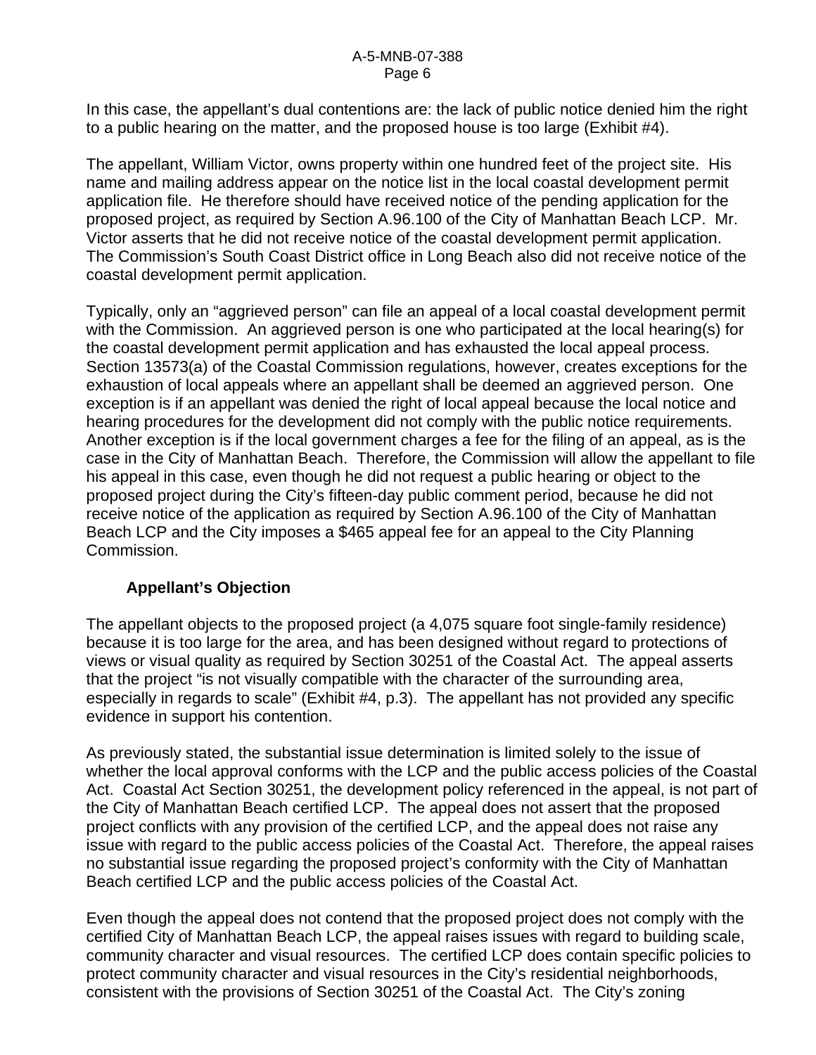In this case, the appellant's dual contentions are: the lack of public notice denied him the right to a public hearing on the matter, and the proposed house is too large (Exhibit #4).

The appellant, William Victor, owns property within one hundred feet of the project site. His name and mailing address appear on the notice list in the local coastal development permit application file. He therefore should have received notice of the pending application for the proposed project, as required by Section A.96.100 of the City of Manhattan Beach LCP. Mr. Victor asserts that he did not receive notice of the coastal development permit application. The Commission's South Coast District office in Long Beach also did not receive notice of the coastal development permit application.

Typically, only an "aggrieved person" can file an appeal of a local coastal development permit with the Commission. An aggrieved person is one who participated at the local hearing(s) for the coastal development permit application and has exhausted the local appeal process. Section 13573(a) of the Coastal Commission regulations, however, creates exceptions for the exhaustion of local appeals where an appellant shall be deemed an aggrieved person. One exception is if an appellant was denied the right of local appeal because the local notice and hearing procedures for the development did not comply with the public notice requirements. Another exception is if the local government charges a fee for the filing of an appeal, as is the case in the City of Manhattan Beach. Therefore, the Commission will allow the appellant to file his appeal in this case, even though he did not request a public hearing or object to the proposed project during the City's fifteen-day public comment period, because he did not receive notice of the application as required by Section A.96.100 of the City of Manhattan Beach LCP and the City imposes a $465 appeal fee for an appeal to the City Planning Commission.

**Appellant's Objection**

The appellant objects to the proposed project (a 4,075 square foot single-family residence) because it is too large for the area, and has been designed without regard to protections of views or visual quality as required by Section 30251 of the Coastal Act. The appeal asserts that the project "is not visually compatible with the character of the surrounding area, especially in regards to scale" (Exhibit #4, p.3). The appellant has not provided any specific evidence in support his contention.

As previously stated, the substantial issue determination is limited solely to the issue of whether the local approval conforms with the LCP and the public access policies of the Coastal Act. Coastal Act Section 30251, the development policy referenced in the appeal, is not part of the City of Manhattan Beach certified LCP. The appeal does not assert that the proposed project conflicts with any provision of the certified LCP, and the appeal does not raise any issue with regard to the public access policies of the Coastal Act. Therefore, the appeal raises no substantial issue regarding the proposed project's conformity with the City of Manhattan Beach certified LCP and the public access policies of the Coastal Act.

Even though the appeal does not contend that the proposed project does not comply with the certified City of Manhattan Beach LCP, the appeal raises issues with regard to building scale, community character and visual resources. The certified LCP does contain specific policies to protect community character and visual resources in the City's residential neighborhoods, consistent with the provisions of Section 30251 of the Coastal Act. The City's zoning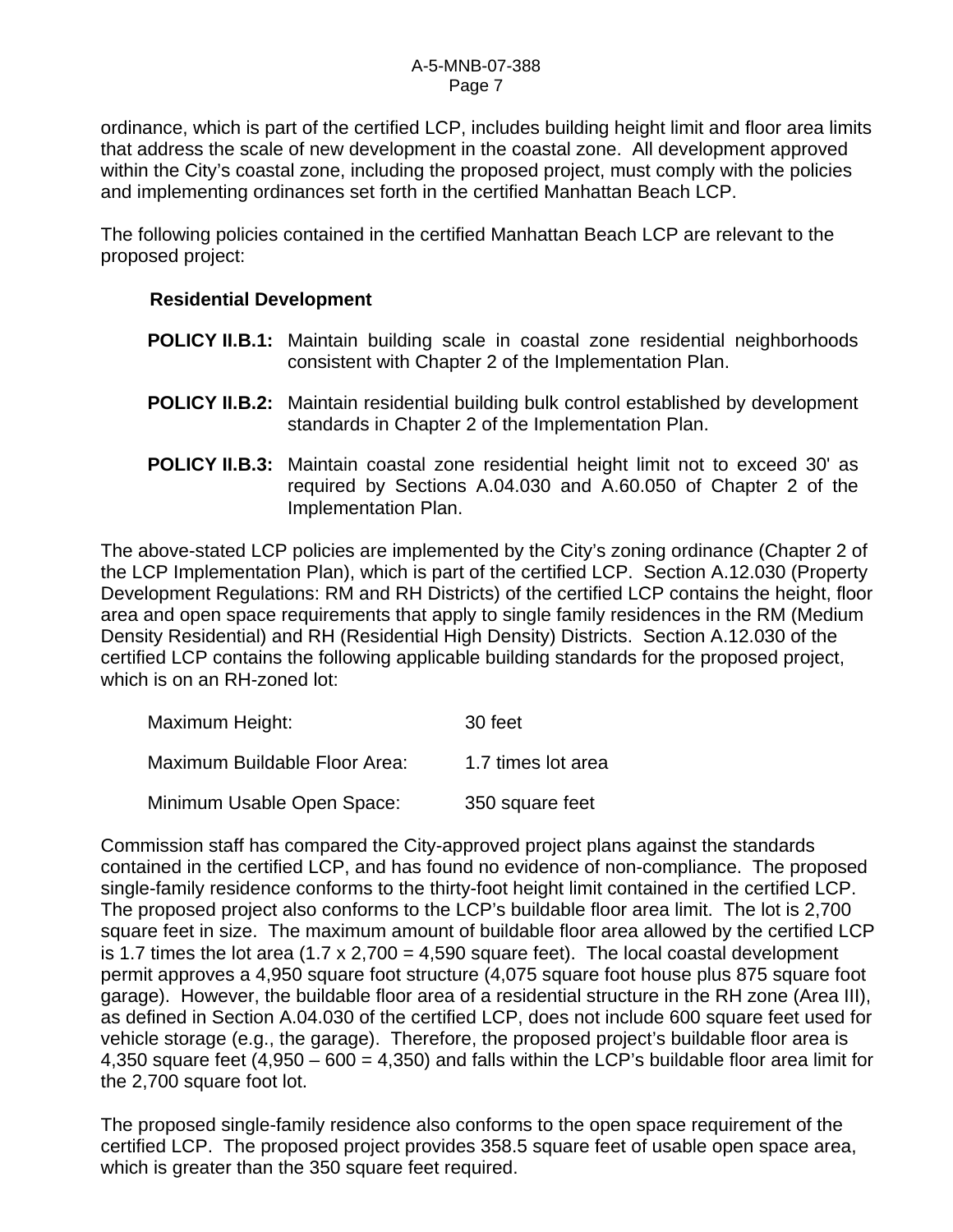ordinance, which is part of the certified LCP, includes building height limit and floor area limits that address the scale of new development in the coastal zone. All development approved within the City's coastal zone, including the proposed project, must comply with the policies and implementing ordinances set forth in the certified Manhattan Beach LCP.

The following policies contained in the certified Manhattan Beach LCP are relevant to the proposed project:

**Residential Development**

**POLICY II.B.1:** Maintain building scale in coastal zone residential neighborhoods consistent with Chapter 2 of the Implementation Plan.

**POLICY II.B.2:** Maintain residential building bulk control established by development standards in Chapter 2 of the Implementation Plan.

**POLICY II.B.3:** Maintain coastal zone residential height limit not to exceed 30' as required by Sections A.04.030 and A.60.050 of Chapter 2 of the Implementation Plan.

The above-stated LCP policies are implemented by the City's zoning ordinance (Chapter 2 of the LCP Implementation Plan), which is part of the certified LCP. Section A.12.030 (Property Development Regulations: RM and RH Districts) of the certified LCP contains the height, floor area and open space requirements that apply to single family residences in the RM (Medium Density Residential) and RH (Residential High Density) Districts. Section A.12.030 of the certified LCP contains the following applicable building standards for the proposed project, which is on an RH-zoned lot:

| | |
|---|---|
| Maximum Height: | 30 feet |
| Maximum Buildable Floor Area: | 1.7 times lot area |
| Minimum Usable Open Space: | 350 square feet |

Commission staff has compared the City-approved project plans against the standards contained in the certified LCP, and has found no evidence of non-compliance. The proposed single-family residence conforms to the thirty-foot height limit contained in the certified LCP. The proposed project also conforms to the LCP's buildable floor area limit. The lot is 2,700 square feet in size. The maximum amount of buildable floor area allowed by the certified LCP is 1.7 times the lot area (1.7 x 2,700 = 4,590 square feet). The local coastal development permit approves a 4,950 square foot structure (4,075 square foot house plus 875 square foot garage). However, the buildable floor area of a residential structure in the RH zone (Area III), as defined in Section A.04.030 of the certified LCP, does not include 600 square feet used for vehicle storage (e.g., the garage). Therefore, the proposed project's buildable floor area is 4,350 square feet (4,950 – 600 = 4,350) and falls within the LCP's buildable floor area limit for the 2,700 square foot lot.

The proposed single-family residence also conforms to the open space requirement of the certified LCP. The proposed project provides 358.5 square feet of usable open space area, which is greater than the 350 square feet required.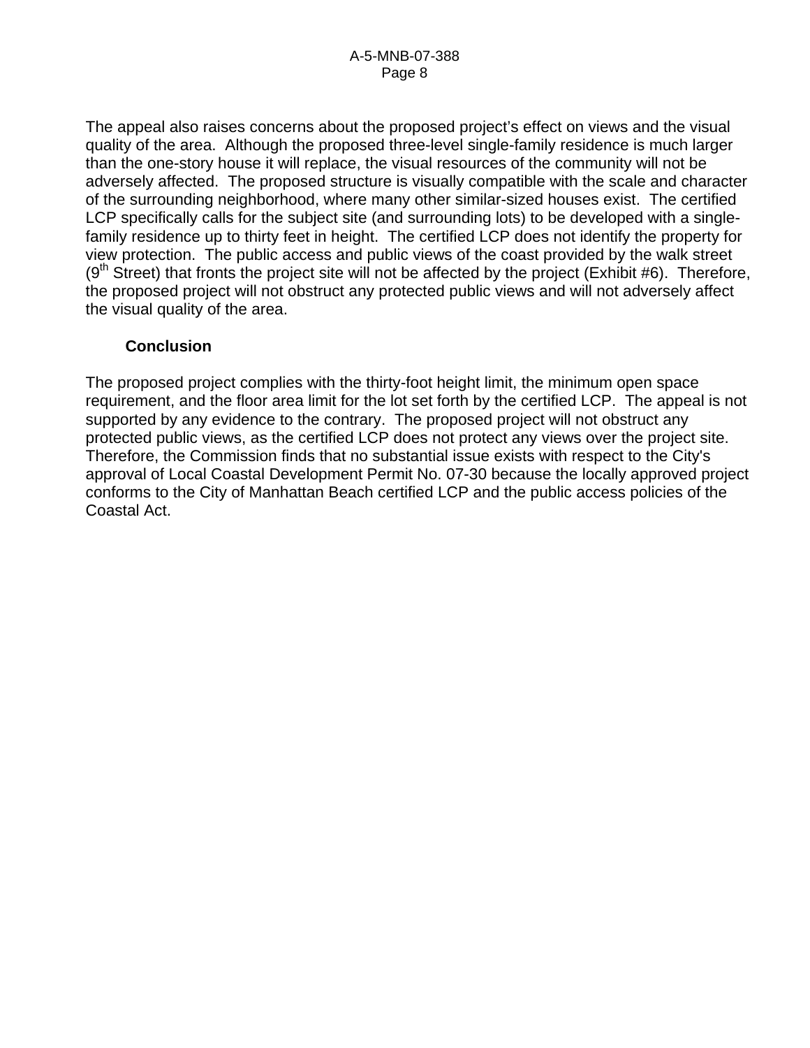The appeal also raises concerns about the proposed project's effect on views and the visual quality of the area. Although the proposed three-level single-family residence is much larger than the one-story house it will replace, the visual resources of the community will not be adversely affected. The proposed structure is visually compatible with the scale and character of the surrounding neighborhood, where many other similar-sized houses exist. The certified LCP specifically calls for the subject site (and surrounding lots) to be developed with a single-family residence up to thirty feet in height. The certified LCP does not identify the property for view protection. The public access and public views of the coast provided by the walk street (9th Street) that fronts the project site will not be affected by the project (Exhibit #6). Therefore, the proposed project will not obstruct any protected public views and will not adversely affect the visual quality of the area.

### Conclusion

The proposed project complies with the thirty-foot height limit, the minimum open space requirement, and the floor area limit for the lot set forth by the certified LCP. The appeal is not supported by any evidence to the contrary. The proposed project will not obstruct any protected public views, as the certified LCP does not protect any views over the project site. Therefore, the Commission finds that no substantial issue exists with respect to the City's approval of Local Coastal Development Permit No. 07-30 because the locally approved project conforms to the City of Manhattan Beach certified LCP and the public access policies of the Coastal Act.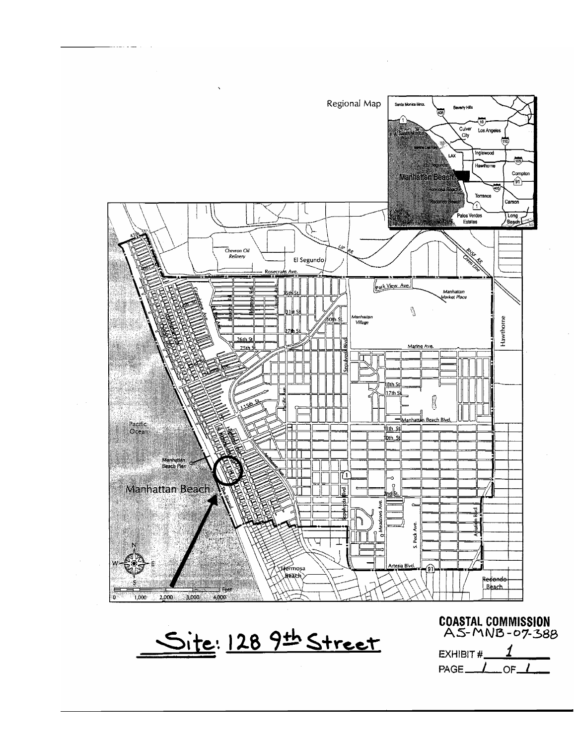Regional Map

Site: 128 9th Street

**COASTAL COMMISSION**
A5-MNB-07-388

EXHIBIT # 1

PAGE 1 OF 1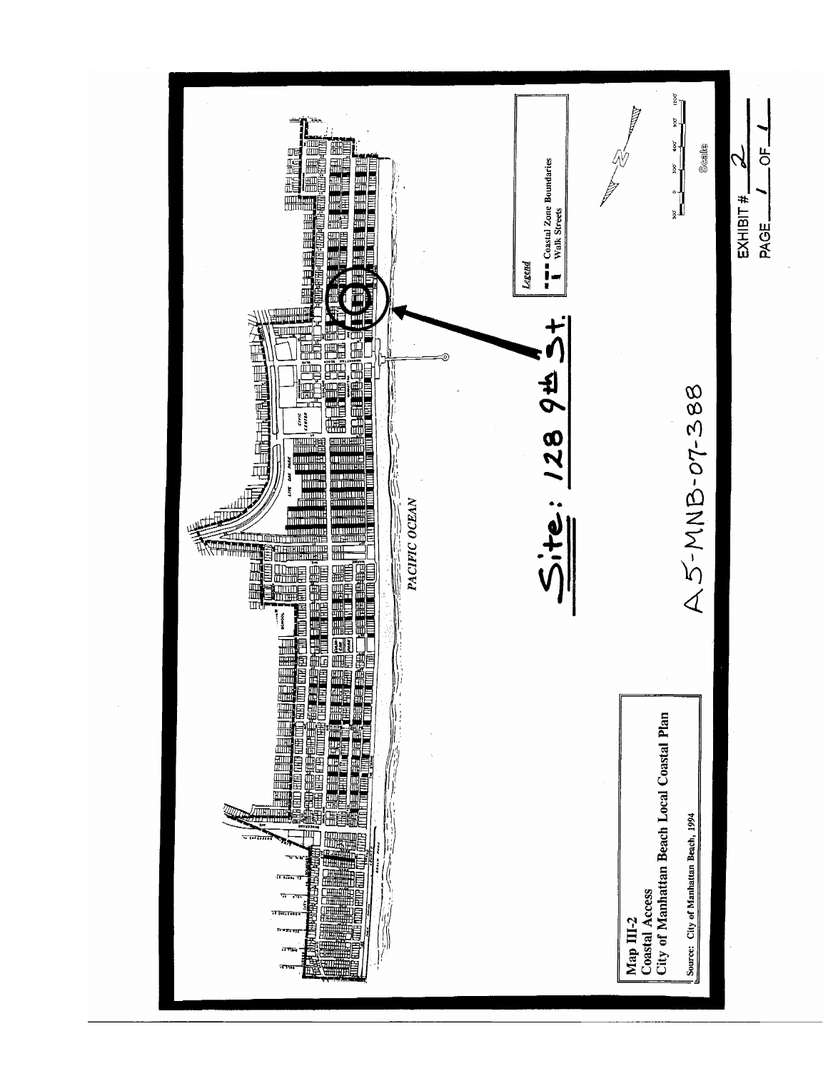Map III-2
Coastal Access
City of Manhattan Beach Local Coastal Plan

Source: City of Manhattan Beach, 1994

PACIFIC OCEAN

Site: 128 9th St.

A5-MNB-07-388

Legend

Coastal Zone Boundaries
Walk Streets

Scale

EXHIBIT # 2
PAGE 1 OF 1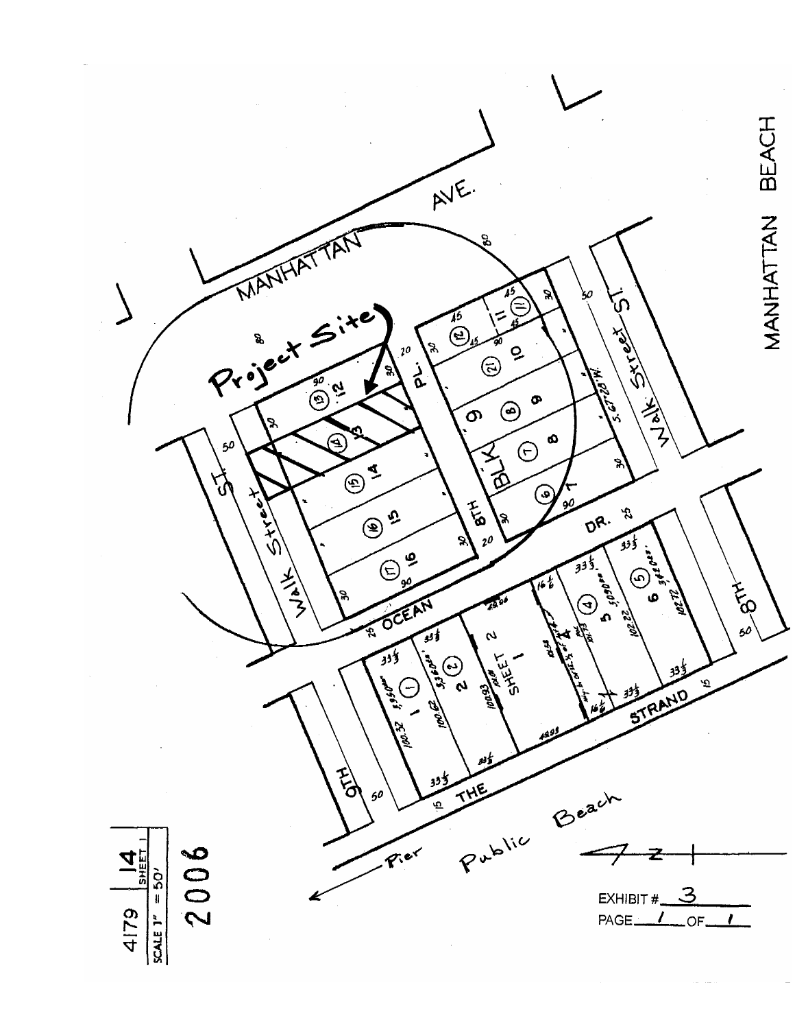MANHATTAN BEACH

MANHATTAN AVE.

Project Site

Walk Street ST.

8TH PL.

BLK 9

Walk Street ST.

OCEAN DR.

SHEET 1

THE STRAND

9TH

8TH

Pier

Public Beach

4179 | 14 SHEET 1

SCALE 1" = 50'

2006

EXHIBIT # 3

PAGE 1 OF 1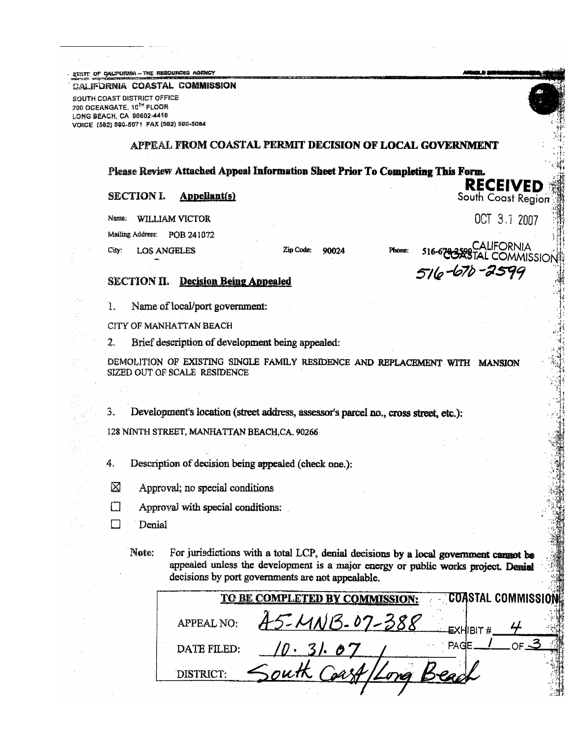STATE OF CALIFORNIA – THE RESOURCES AGENCY

**CALIFORNIA COASTAL COMMISSION**

SOUTH COAST DISTRICT OFFICE
200 OCEANGATE, 10TH FLOOR
LONG BEACH, CA 90802-4416
VOICE (562) 590-5071 FAX (562) 590-5084

## APPEAL FROM COASTAL PERMIT DECISION OF LOCAL GOVERNMENT

**Please Review Attached Appeal Information Sheet Prior To Completing This Form.**

**RECEIVED**
South Coast Region

OCT 31 2007

CALIFORNIA
COASTAL COMMISSION

### SECTION I. Appellant(s)

Name: WILLIAM VICTOR

Mailing Address: POB 241072

City: LOS ANGELES Zip Code: 90024 Phone: 516-670-2599

516-670-2599

### SECTION II. Decision Being Appealed

1. Name of local/port government:

CITY OF MANHATTAN BEACH

2. Brief description of development being appealed:

DEMOLITION OF EXISTING SINGLE FAMILY RESIDENCE AND REPLACEMENT WITH MANSION SIZED OUT OF SCALE RESIDENCE

3. Development's location (street address, assessor's parcel no., cross street, etc.):

128 NINTH STREET, MANHATTAN BEACH, CA. 90266

4. Description of decision being appealed (check one.):

☒ Approval; no special conditions

☐ Approval with special conditions:

☐ Denial

Note: For jurisdictions with a total LCP, denial decisions by a local government cannot be appealed unless the development is a major energy or public works project. Denial decisions by port governments are not appealable.

| TO BE COMPLETED BY COMMISSION: | |
|---|---|
| APPEAL NO: | A5-MNB-07-388 |
| DATE FILED: | 10.31.07 |
| DISTRICT: | South Coast/Long Beach |

COASTAL COMMISSION

EXHIBIT # 4

PAGE 1 OF 3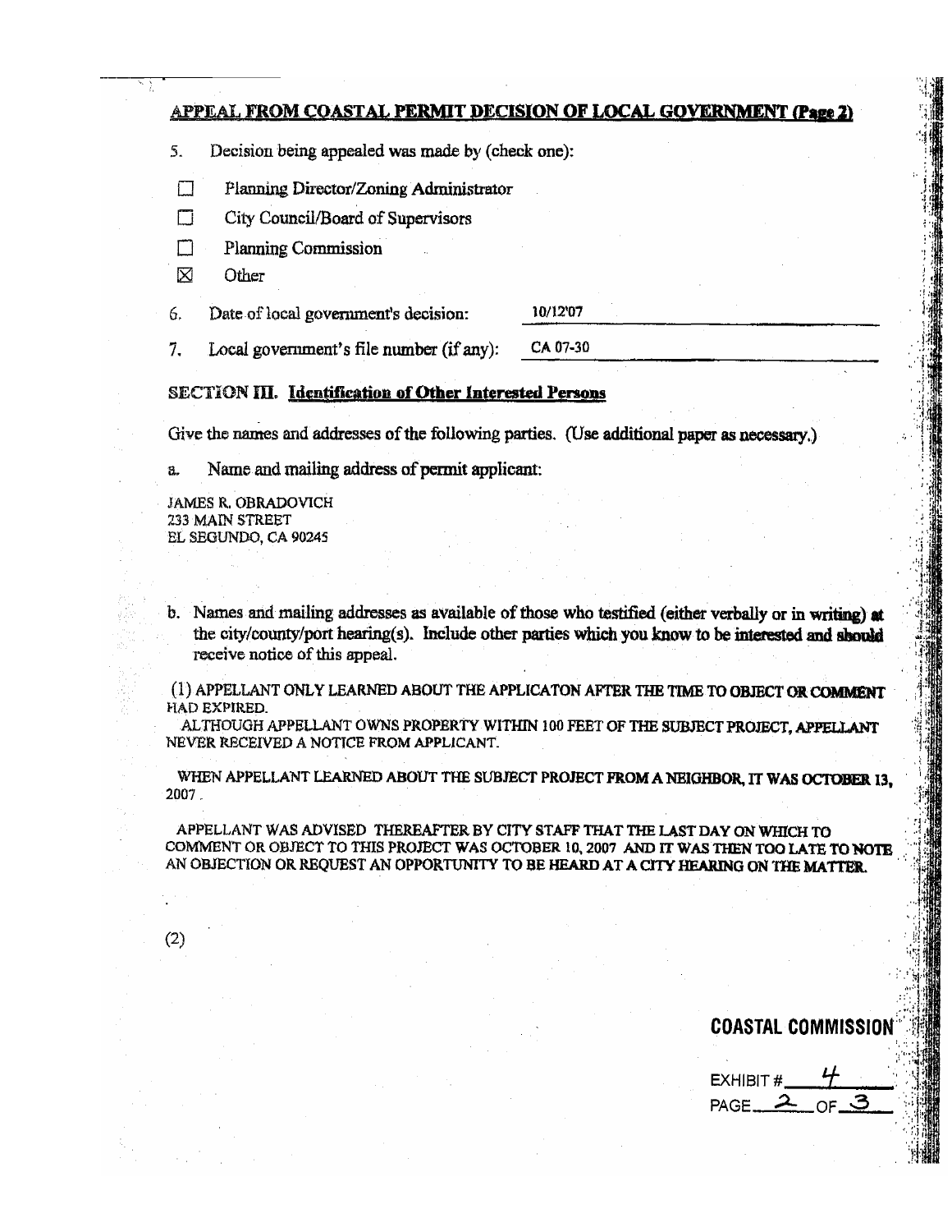## APPEAL FROM COASTAL PERMIT DECISION OF LOCAL GOVERNMENT (Page 2)

5. Decision being appealed was made by (check one):

- ☐ Planning Director/Zoning Administrator
- ☐ City Council/Board of Supervisors
- ☐ Planning Commission
- ☒ Other

6. Date of local government's decision: 10/12'07

7. Local government's file number (if any): CA 07-30

### SECTION III. Identification of Other Interested Persons

Give the names and addresses of the following parties. (Use additional paper as necessary.)

a. Name and mailing address of permit applicant:

JAMES R. OBRADOVICH
233 MAIN STREET
EL SEGUNDO, CA 90245

b. Names and mailing addresses as available of those who testified (either verbally or in writing) at the city/county/port hearing(s). Include other parties which you know to be interested and should receive notice of this appeal.

(1) APPELLANT ONLY LEARNED ABOUT THE APPLICATON AFTER THE TIME TO OBJECT OR COMMENT HAD EXPIRED.
ALTHOUGH APPELLANT OWNS PROPERTY WITHIN 100 FEET OF THE SUBJECT PROJECT, APPELLANT NEVER RECEIVED A NOTICE FROM APPLICANT.

WHEN APPELLANT LEARNED ABOUT THE SUBJECT PROJECT FROM A NEIGHBOR, IT WAS OCTOBER 13, 2007.

APPELLANT WAS ADVISED THEREAFTER BY CITY STAFF THAT THE LAST DAY ON WHICH TO COMMENT OR OBJECT TO THIS PROJECT WAS OCTOBER 10, 2007 AND IT WAS THEN TOO LATE TO NOTE AN OBJECTION OR REQUEST AN OPPORTUNITY TO BE HEARD AT A CITY HEARING ON THE MATTER.

(2)

**COASTAL COMMISSION**

EXHIBIT # 4
PAGE 2 OF 3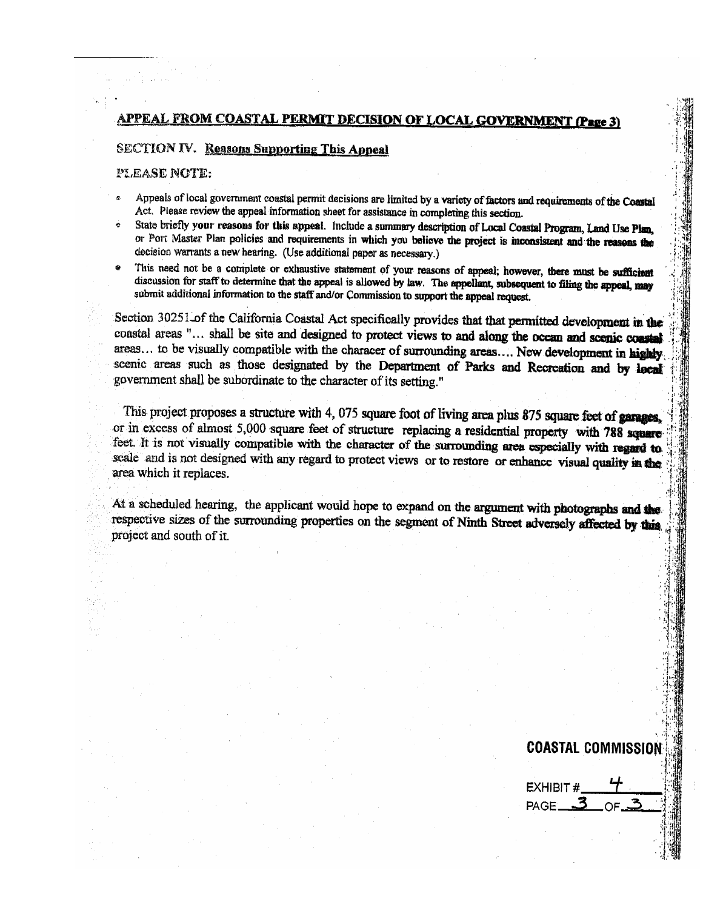## APPEAL FROM COASTAL PERMIT DECISION OF LOCAL GOVERNMENT (Page 3)

### SECTION IV. Reasons Supporting This Appeal

PLEASE NOTE:

- Appeals of local government coastal permit decisions are limited by a variety of factors and requirements of the Coastal Act. Please review the appeal information sheet for assistance in completing this section.
- State briefly your reasons for this appeal. Include a summary description of Local Coastal Program, Land Use Plan, or Port Master Plan policies and requirements in which you believe the project is inconsistent and the reasons the decision warrants a new hearing. (Use additional paper as necessary.)
- This need not be a complete or exhaustive statement of your reasons of appeal; however, there must be sufficient discussion for staff to determine that the appeal is allowed by law. The appellant, subsequent to filing the appeal, may submit additional information to the staff and/or Commission to support the appeal request.

Section 30251 of the California Coastal Act specifically provides that that permitted development in the coastal areas "... shall be site and designed to protect views to and along the ocean and scenic coastal areas... to be visually compatible with the characer of surrounding areas.... New development in highly scenic areas such as those designated by the Department of Parks and Recreation and by local government shall be subordinate to the character of its setting."

This project proposes a structure with 4, 075 square foot of living area plus 875 square feet of garages, or in excess of almost 5,000 square feet of structure replacing a residential property with 788 square feet. It is not visually compatible with the character of the surrounding area especially with regard to scale and is not designed with any regard to protect views or to restore or enhance visual quality in the area which it replaces.

At a scheduled hearing, the applicant would hope to expand on the argument with photographs and the respective sizes of the surrounding properties on the segment of Ninth Street adversely affected by this project and south of it.

**COASTAL COMMISSION**

EXHIBIT # 4
PAGE 3 OF 3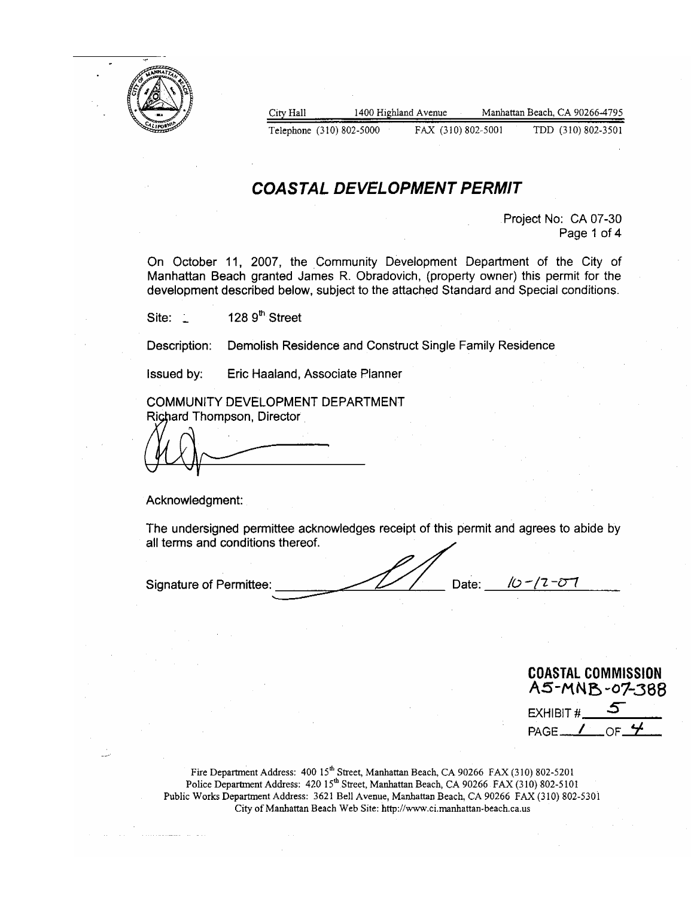City Hall 1400 Highland Avenue Manhattan Beach, CA 90266-4795

Telephone (310) 802-5000 FAX (310) 802-5001 TDD (310) 802-3501

# COASTAL DEVELOPMENT PERMIT

Project No: CA 07-30

Page 1 of 4

On October 11, 2007, the Community Development Department of the City of Manhattan Beach granted James R. Obradovich, (property owner) this permit for the development described below, subject to the attached Standard and Special conditions.

Site: 128 9th Street

Description: Demolish Residence and Construct Single Family Residence

Issued by: Eric Haaland, Associate Planner

COMMUNITY DEVELOPMENT DEPARTMENT
Richard Thompson, Director

Acknowledgment:

The undersigned permittee acknowledges receipt of this permit and agrees to abide by all terms and conditions thereof.

Signature of Permittee: ______________ Date: 10-12-07

**COASTAL COMMISSION**
A5-MNB-07-388
EXHIBIT # 5
PAGE 1 OF 4

Fire Department Address: 400 15th Street, Manhattan Beach, CA 90266 FAX (310) 802-5201
Police Department Address: 420 15th Street, Manhattan Beach, CA 90266 FAX (310) 802-5101
Public Works Department Address: 3621 Bell Avenue, Manhattan Beach, CA 90266 FAX (310) 802-5301
City of Manhattan Beach Web Site: http://www.ci.manhattan-beach.ca.us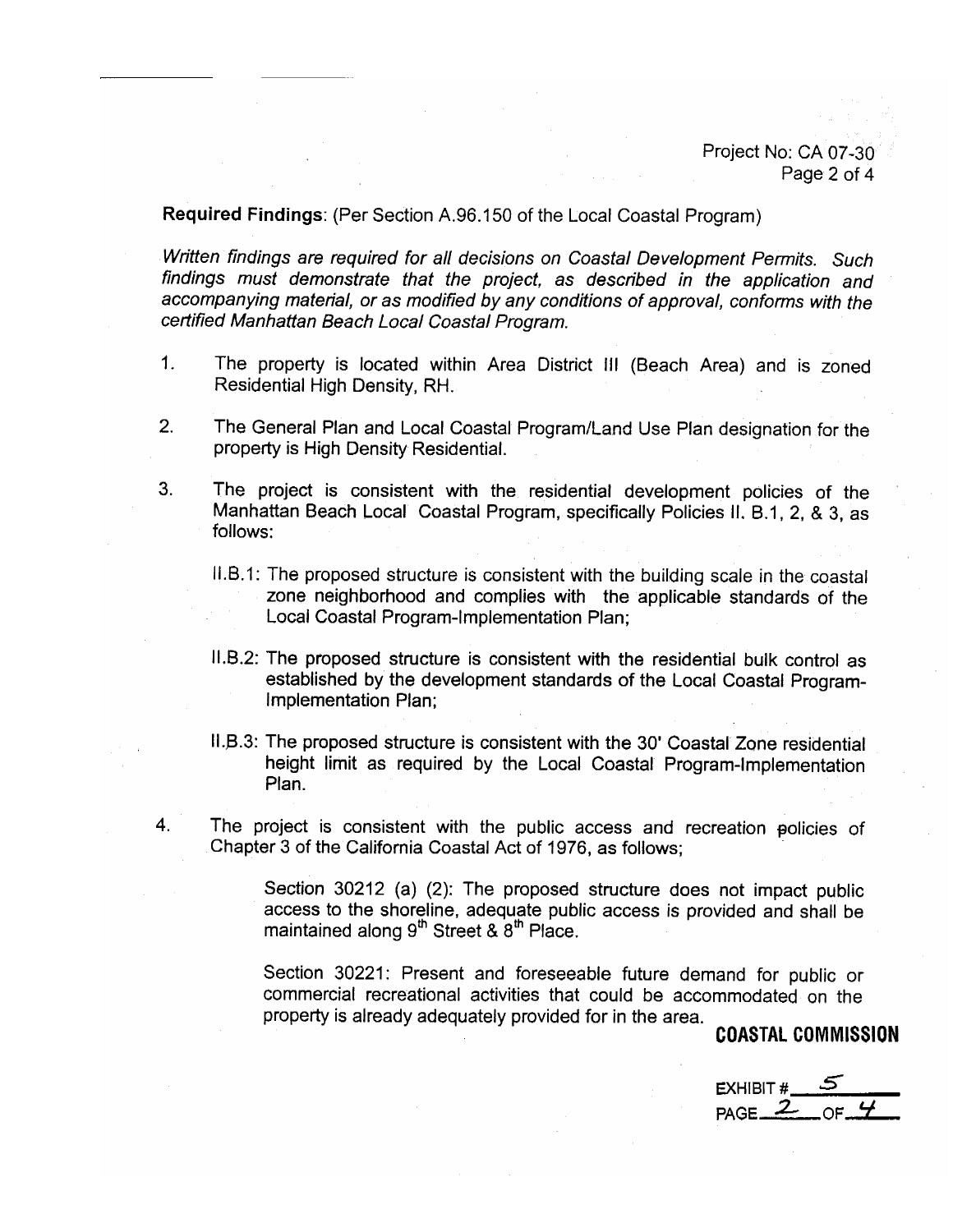Project No: CA 07-30

**Required Findings**: (Per Section A.96.150 of the Local Coastal Program)

*Written findings are required for all decisions on Coastal Development Permits. Such findings must demonstrate that the project, as described in the application and accompanying material, or as modified by any conditions of approval, conforms with the certified Manhattan Beach Local Coastal Program.*

1. The property is located within Area District III (Beach Area) and is zoned Residential High Density, RH.

2. The General Plan and Local Coastal Program/Land Use Plan designation for the property is High Density Residential.

3. The project is consistent with the residential development policies of the Manhattan Beach Local Coastal Program, specifically Policies II. B.1, 2, & 3, as follows:

   II.B.1: The proposed structure is consistent with the building scale in the coastal zone neighborhood and complies with the applicable standards of the Local Coastal Program-Implementation Plan;

   II.B.2: The proposed structure is consistent with the residential bulk control as established by the development standards of the Local Coastal Program-Implementation Plan;

   II.B.3: The proposed structure is consistent with the 30' Coastal Zone residential height limit as required by the Local Coastal Program-Implementation Plan.

4. The project is consistent with the public access and recreation policies of Chapter 3 of the California Coastal Act of 1976, as follows;

   Section 30212 (a) (2): The proposed structure does not impact public access to the shoreline, adequate public access is provided and shall be maintained along 9th Street & 8th Place.

   Section 30221: Present and foreseeable future demand for public or commercial recreational activities that could be accommodated on the property is already adequately provided for in the area.

**COASTAL COMMISSION**

EXHIBIT # 5
PAGE 2 OF 4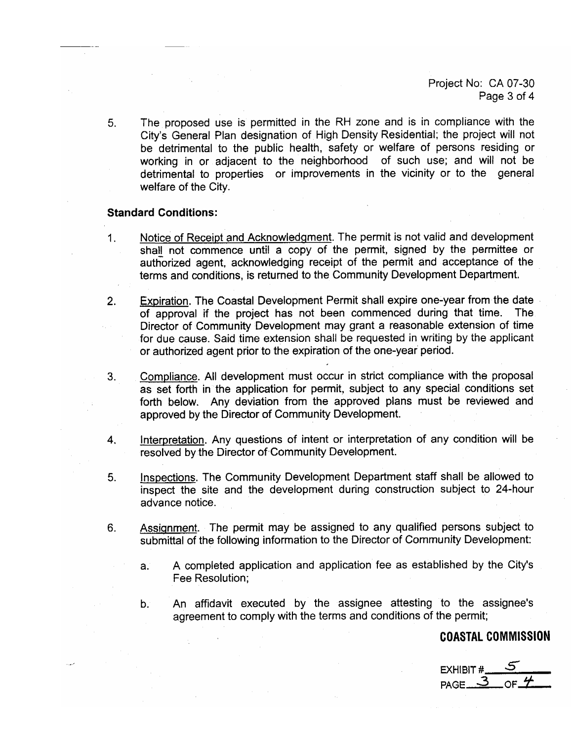5. The proposed use is permitted in the RH zone and is in compliance with the City's General Plan designation of High Density Residential; the project will not be detrimental to the public health, safety or welfare of persons residing or working in or adjacent to the neighborhood of such use; and will not be detrimental to properties or improvements in the vicinity or to the general welfare of the City.

**Standard Conditions:**

1. Notice of Receipt and Acknowledgment. The permit is not valid and development shall not commence until a copy of the permit, signed by the permittee or authorized agent, acknowledging receipt of the permit and acceptance of the terms and conditions, is returned to the Community Development Department.

2. Expiration. The Coastal Development Permit shall expire one-year from the date of approval if the project has not been commenced during that time. The Director of Community Development may grant a reasonable extension of time for due cause. Said time extension shall be requested in writing by the applicant or authorized agent prior to the expiration of the one-year period.

3. Compliance. All development must occur in strict compliance with the proposal as set forth in the application for permit, subject to any special conditions set forth below. Any deviation from the approved plans must be reviewed and approved by the Director of Community Development.

4. Interpretation. Any questions of intent or interpretation of any condition will be resolved by the Director of Community Development.

5. Inspections. The Community Development Department staff shall be allowed to inspect the site and the development during construction subject to 24-hour advance notice.

6. Assignment. The permit may be assigned to any qualified persons subject to submittal of the following information to the Director of Community Development:

   a. A completed application and application fee as established by the City's Fee Resolution;

   b. An affidavit executed by the assignee attesting to the assignee's agreement to comply with the terms and conditions of the permit;

**COASTAL COMMISSION**

EXHIBIT # 5
PAGE 3 OF 4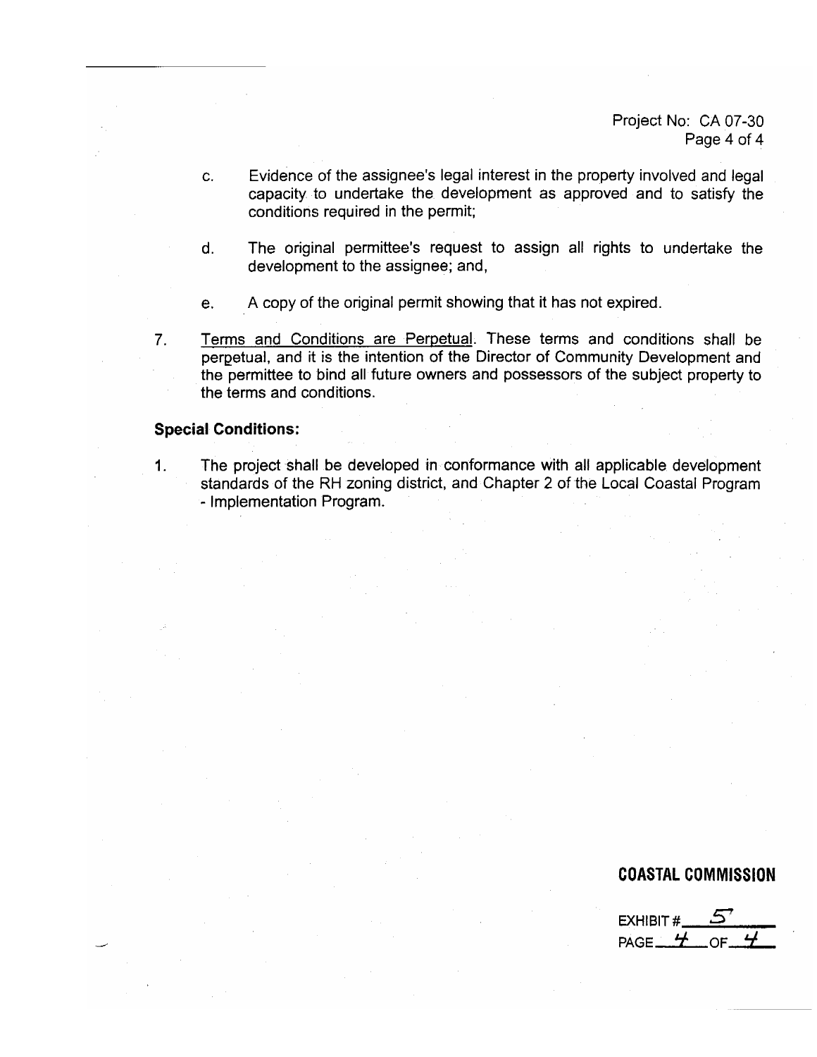c. Evidence of the assignee's legal interest in the property involved and legal capacity to undertake the development as approved and to satisfy the conditions required in the permit;

d. The original permittee's request to assign all rights to undertake the development to the assignee; and,

e. A copy of the original permit showing that it has not expired.

7. Terms and Conditions are Perpetual. These terms and conditions shall be perpetual, and it is the intention of the Director of Community Development and the permittee to bind all future owners and possessors of the subject property to the terms and conditions.

**Special Conditions:**

1. The project shall be developed in conformance with all applicable development standards of the RH zoning district, and Chapter 2 of the Local Coastal Program - Implementation Program.

**COASTAL COMMISSION**

EXHIBIT # 5
PAGE 4 OF 4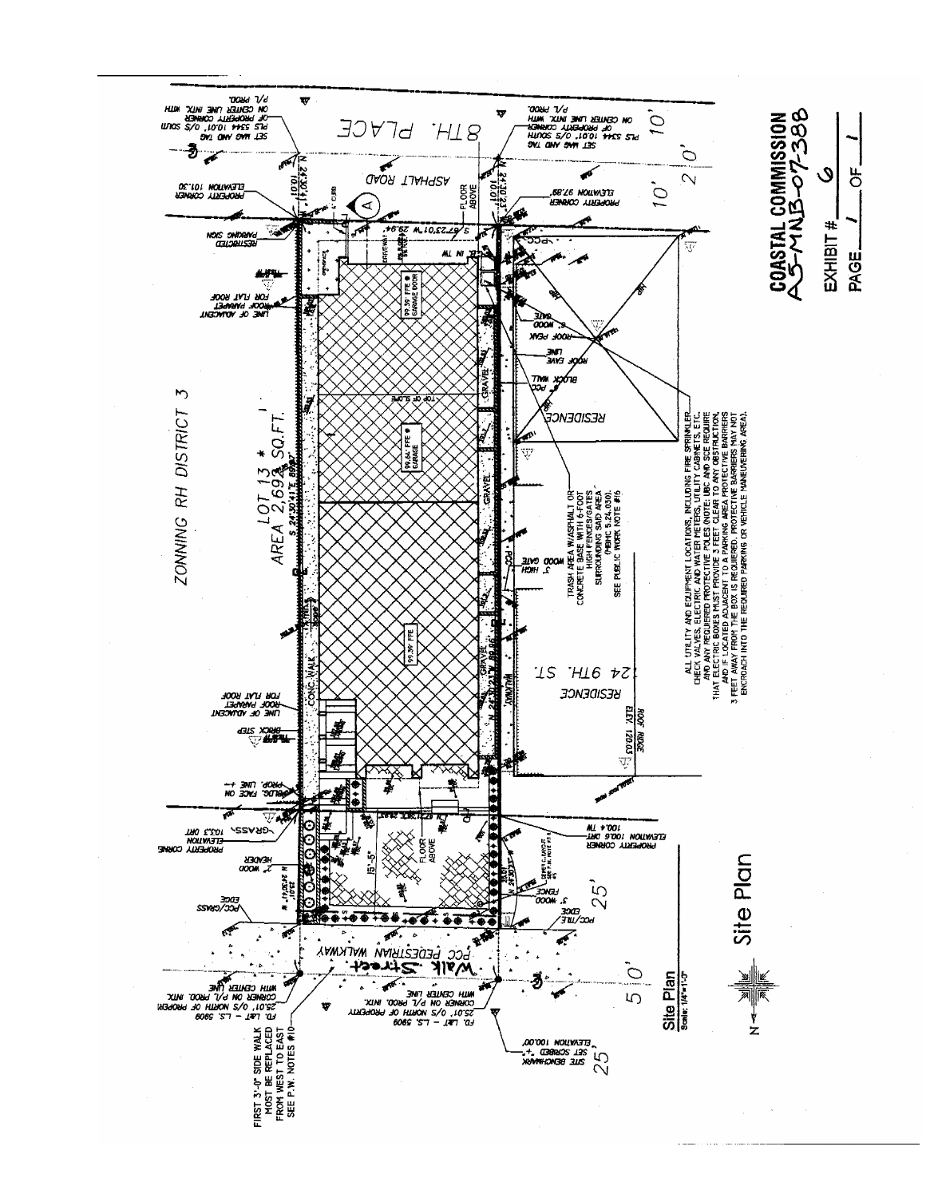ZONNING RH DISTRICT 3

LOT 13 *
AREA 2,693 SQ.FT.

8TH. PLACE

ASPHALT ROAD

Walk Street

PCC PEDESTRIAN WALKWAY

124 9TH. ST.
RESIDENCE

RESIDENCE

TRASH AREA W/ASPHALT OR CONCRETE BASE WITH 6-FOOT HIGH FENCES/GATES SURROUNDING SAID AREA (MBMC 5.24.030). SEE PUBLIC WORK NOTE #16

ALL UTILITY AND EQUIPMENT LOCATIONS, INCLUDING FIRE SPRINKLER CHECK VALVES, ELECTRIC AND WATER METERS, UTILITY CABINETS, ETC. AND ANY REQUIRED PROTECTIVE POLES (NOTE: UBC AND SCE REQUIRE THAT ELECTRIC BOXES MUST PROVIDE 3 FEET CLEAR TO ANY OBSTRUCTION, AND IF LOCATED ADJACENT TO PARKING AREA PROTECTIVE BARRIERS 3 FEET AWAY FROM THE BOX IS REQUIRED. PROTECTIVE BARRIERS MAY NOT ENCROACH INTO THE REQUIRED PARKING OR VEHICLE MANEUVERING AREA).

FIRST 3'-0" SIDE WALK MUST BE REPLACED FROM WEST TO EAST SEE P.W. NOTES #10

SITE BENCHMARK SET SCRIBED "+" ELEVATION 100.00'

FD. L&T – L.S. 5909 25.01' O/S NORTH OF PROPERTY CORNER ON P/L PROD. INTX. WITH CENTER LINE

SET MAG AND TAG PLS 5344 10.01' O/S SOUTH OF PROPERTY CORNER ON CENTER LINE INTX. WITH P/L PROD.

PROPERTY CORNER ELEVATION 101.30

PROPERTY CORNER ELEVATION 97.89'

PROPERTY CORNER ELEVATION 100.6 ORT 100.4 TW

PROPERTY CORNER ELEVATION 103.3 ORT

99.39' FFE @ GARAGE DOOR

99.64' FFE @ GARAGE

99.39' FFE

S 24°30'41" E 89.80'

N 24°30'41" W 89.86'

S 67°23'01" W 29.94'

RESTRICTED PARKING SIGN

LINE OF ADJACENT ROOF PARAPET FOR FLAT ROOF

BRICK STEP

BLDG. FACE ON PROP. LINE

GRASS

2" WOOD HEADER

PCC/GRASS EDGE

3' WOOD FENCE

PCC/TILE EDGE

5' HIGH WOOD GATE

6' WOOD GATE

ROOF PEAK

ROOF EAVE LINE

BLOCK WALL

ROOF RIDGE ELEV 120.03

TOP OF SLOPE

CONC WALK

GRAVEL

WALKWAY

DRIVEWAY

FLOOR ABOVE

CURB

10' 20' 10'

25' 50' 25'

15'-5"

## Site Plan

Site Plan
Scale: 1/4"=1'-0"

N

**COASTAL COMMISSION**
**A5-MNB-07-388**
**EXHIBIT # 6**
**PAGE 1 OF 1**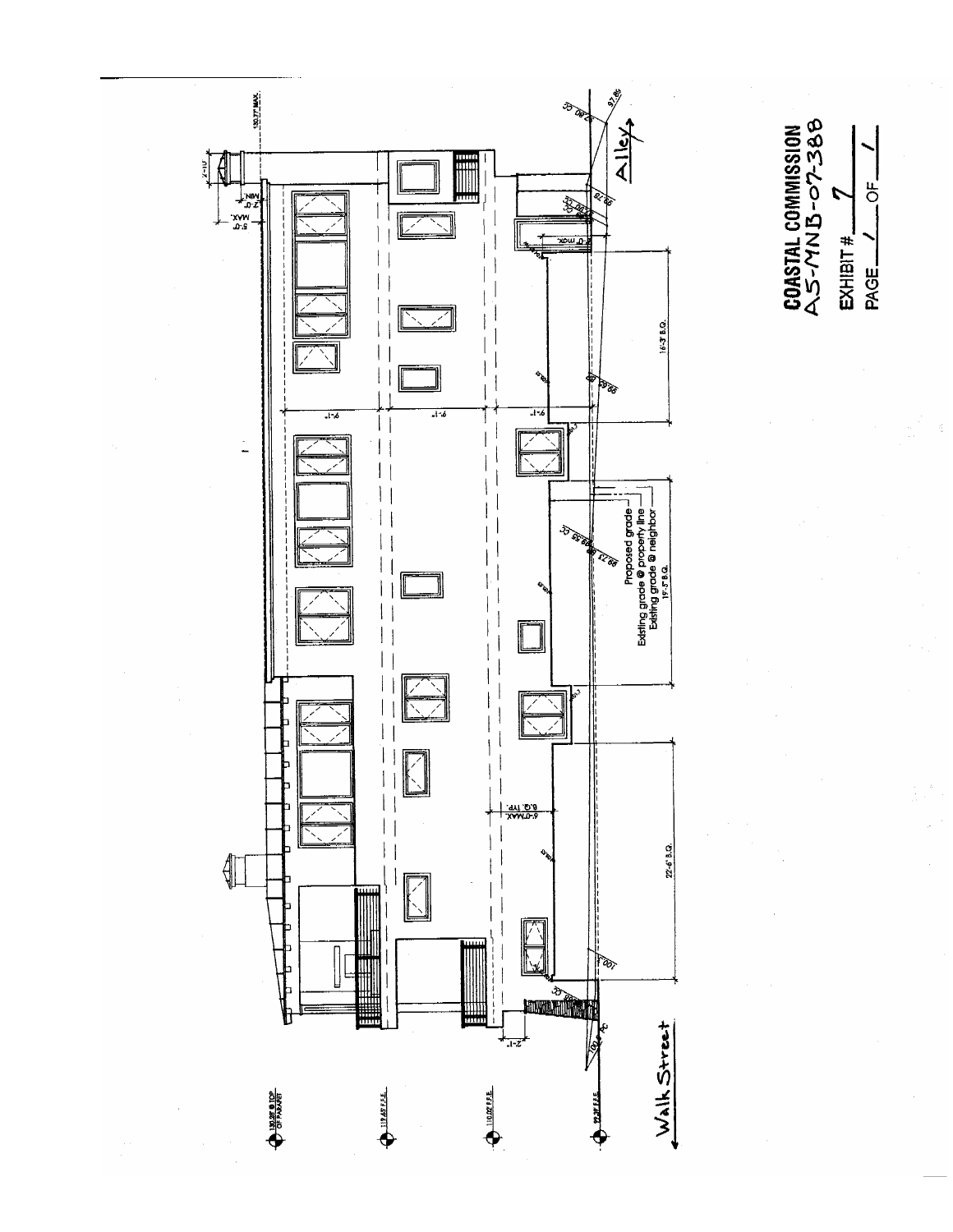**COASTAL COMMISSION**
**A5-MNB-07-388**

EXHIBIT # 7

PAGE 1 OF 1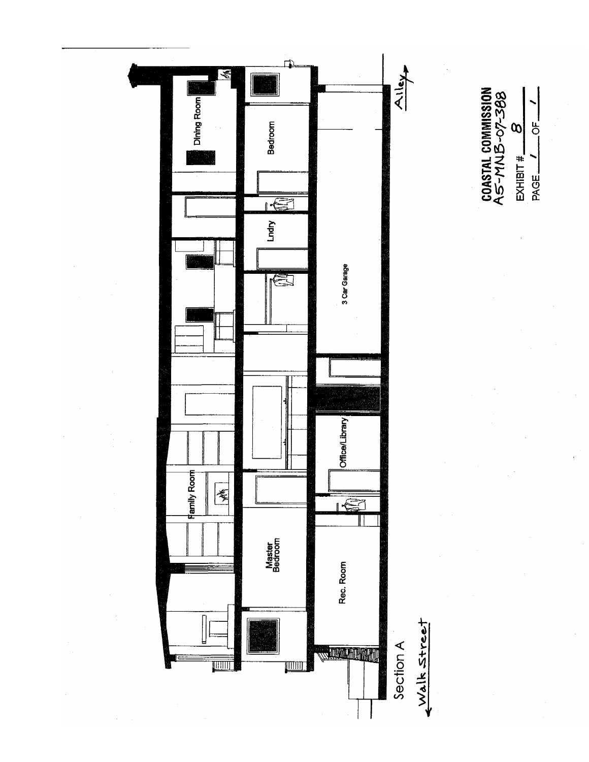Dining Room

Bedroom

Lndry

3 Car Garage

Office/Library

Family Room

Master Bedroom

Rec. Room

Section A

Walk Street

Alley

**COASTAL COMMISSION**
A5-MNB-07-388

EXHIBIT # 8

PAGE 1 OF 1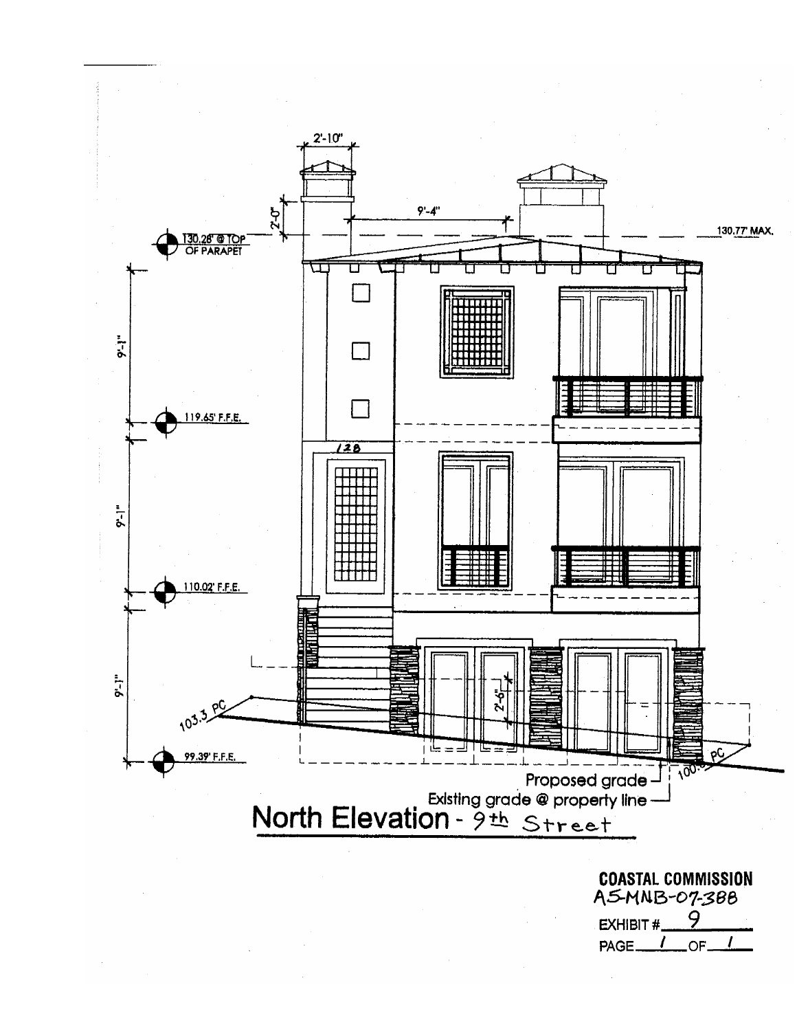2'-10"

9'-4"

2'-0"

130.28' @ TOP OF PARAPET

130.77' MAX.

9'-1"

119.65' F.F.E.

128

9'-1"

110.02' F.F.E.

9'-1"

2'-6"

103.3 PC

99.39' F.F.E.

100.5 PC

Proposed grade

Existing grade @ property line

# North Elevation - 9th Street

**COASTAL COMMISSION**
A5-MNB-07-388

EXHIBIT # 9

PAGE 1 OF 1